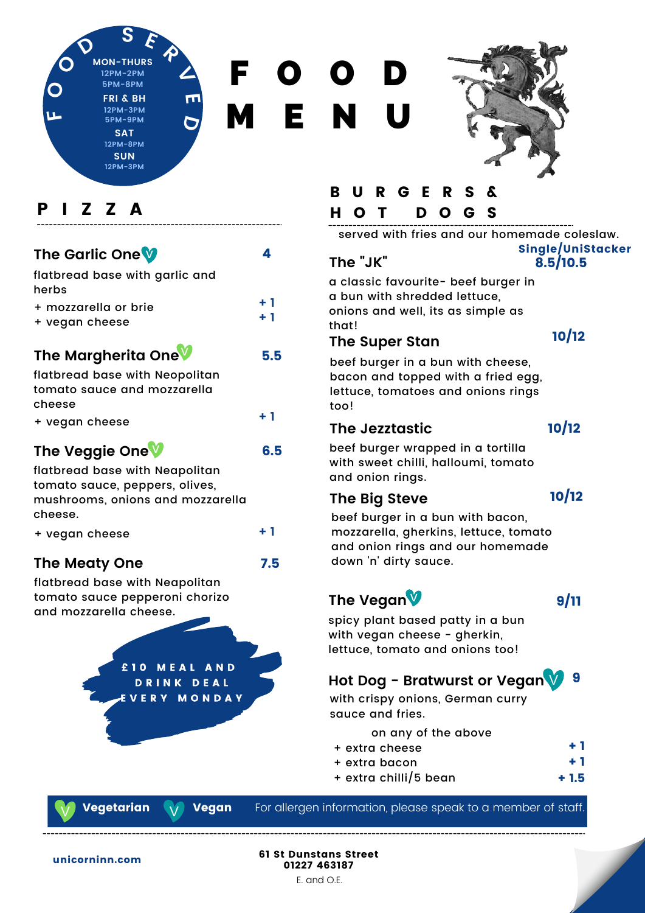# FOOD MENU

**FOOD SERVED**

**MON-THURS**
12PM-2PM
5PM-8PM

**FRI & BH**
12PM-3PM
5PM-9PM

**SAT**
12PM-8PM

**SUN**
12PM-3PM

## PIZZA

### The Garlic One (V) — 4

flatbread base with garlic and herbs

- + mozzarella or brie — + 1
- + vegan cheese — + 1

### The Margherita One (V) — 5.5

flatbread base with Neopolitan tomato sauce and mozzarella cheese

- + vegan cheese — + 1

### The Veggie One (V) — 6.5

flatbread base with Neapolitan tomato sauce, peppers, olives, mushrooms, onions and mozzarella cheese.

- + vegan cheese — + 1

### The Meaty One — 7.5

flatbread base with Neapolitan tomato sauce pepperoni chorizo and mozzarella cheese.

**£10 MEAL AND DRINK DEAL EVERY MONDAY**

## BURGERS & HOT DOGS

served with fries and our homemade coleslaw.

### The "JK" — Single/UniStacker 8.5/10.5

a classic favourite- beef burger in a bun with shredded lettuce, onions and well, its as simple as that!

### The Super Stan — 10/12

beef burger in a bun with cheese, bacon and topped with a fried egg, lettuce, tomatoes and onions rings too!

### The Jezztastic — 10/12

beef burger wrapped in a tortilla with sweet chilli, halloumi, tomato and onion rings.

### The Big Steve — 10/12

beef burger in a bun with bacon, mozzarella, gherkins, lettuce, tomato and onion rings and our homemade down 'n' dirty sauce.

### The Vegan (V) — 9/11

spicy plant based patty in a bun with vegan cheese - gherkin, lettuce, tomato and onions too!

### Hot Dog - Bratwurst or Vegan (V) — 9

with crispy onions, German curry sauce and fries.

on any of the above

- + extra cheese — + 1
- + extra bacon — + 1
- + extra chilli/5 bean — + 1.5

(V) Vegetarian (V) Vegan — For allergen information, please speak to a member of staff.

unicorninn.com

**61 St Dunstans Street**
**01227 463187**

E. and O.E.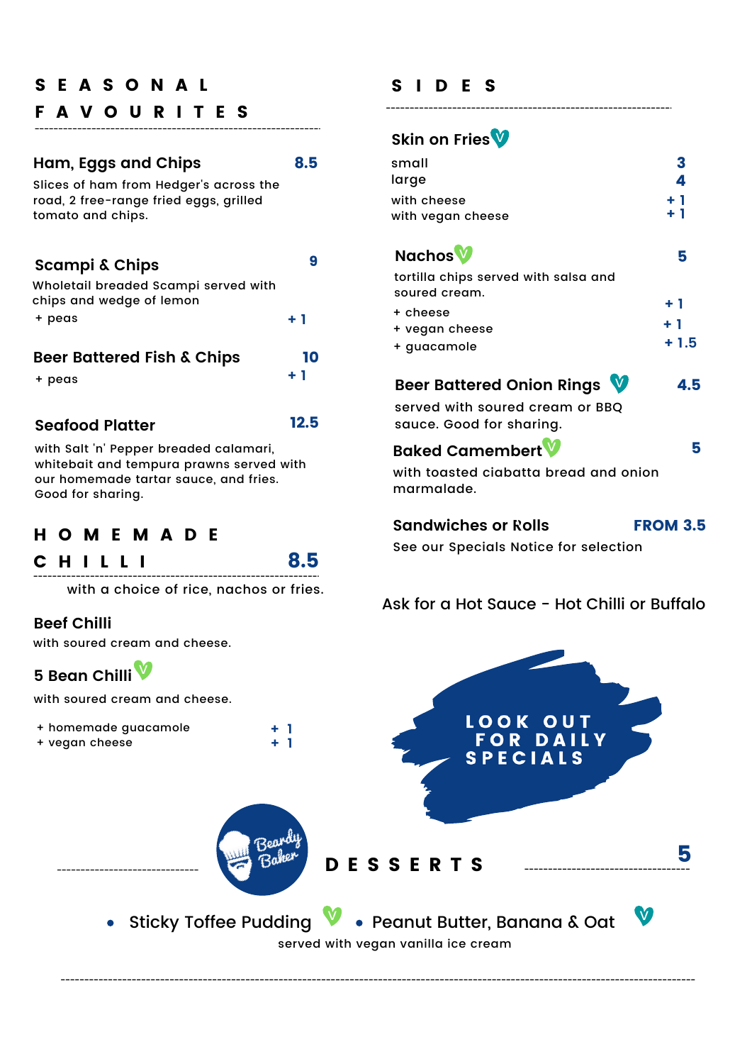## SEASONAL FAVOURITES

**Ham, Eggs and Chips** — 8.5

Slices of ham from Hedger's across the road, 2 free-range fried eggs, grilled tomato and chips.

**Scampi & Chips** — 9

Wholetail breaded Scampi served with chips and wedge of lemon

+ peas — + 1

**Beer Battered Fish & Chips** — 10

+ peas — + 1

**Seafood Platter** — 12.5

with Salt 'n' Pepper breaded calamari, whitebait and tempura prawns served with our homemade tartar sauce, and fries. Good for sharing.

## HOMEMADE CHILLI — 8.5

with a choice of rice, nachos or fries.

**Beef Chilli**

with soured cream and cheese.

**5 Bean Chilli** (V)

with soured cream and cheese.

+ homemade guacamole — + 1
+ vegan cheese — + 1

## SIDES

**Skin on Fries** (V)

small — 3
large — 4
with cheese — + 1
with vegan cheese — + 1

**Nachos** (V) — 5

tortilla chips served with salsa and soured cream.

+ cheese — + 1
+ vegan cheese — + 1
+ guacamole — + 1.5

**Beer Battered Onion Rings** (V) — 4.5

served with soured cream or BBQ sauce. Good for sharing.

**Baked Camembert** (V) — 5

with toasted ciabatta bread and onion marmalade.

**Sandwiches or Rolls** — FROM 3.5

See our Specials Notice for selection

Ask for a Hot Sauce - Hot Chilli or Buffalo

LOOK OUT FOR DAILY SPECIALS

Beardy Baker

## DESSERTS — 5

- Sticky Toffee Pudding (V)
- Peanut Butter, Banana & Oat (V)

served with vegan vanilla ice cream